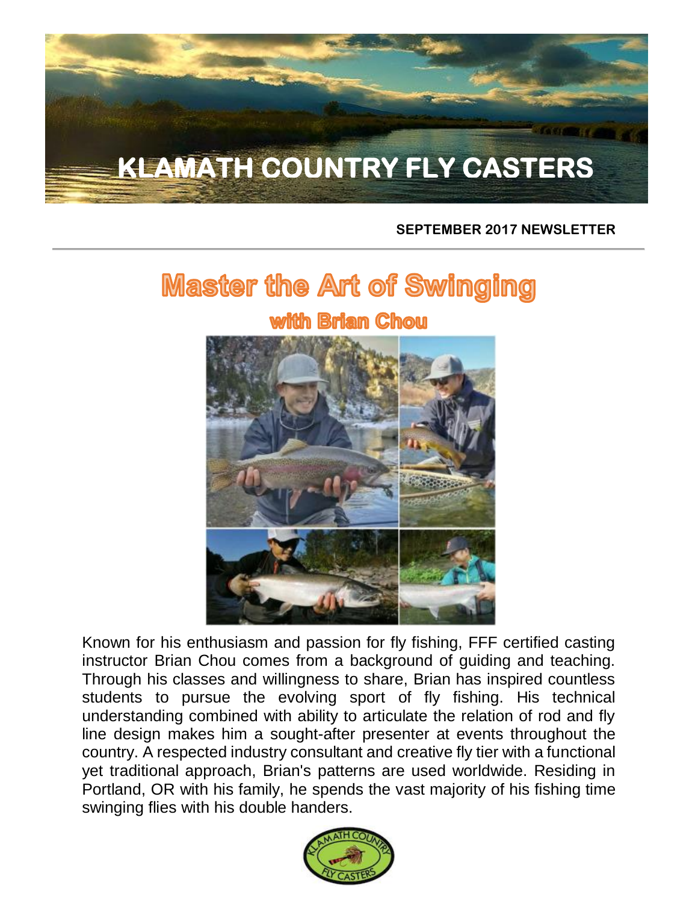# KLAMATH COUNTRY FLY CASTERS

**SEPTEMBER 2017 NEWSLETTER**

## Master the Art of Swinging

### with Brian Chou

Known for his enthusiasm and passion for fly fishing, FFF certified casting instructor Brian Chou comes from a background of guiding and teaching. Through his classes and willingness to share, Brian has inspired countless students to pursue the evolving sport of fly fishing. His technical understanding combined with ability to articulate the relation of rod and fly line design makes him a sought-after presenter at events throughout the country. A respected industry consultant and creative fly tier with a functional yet traditional approach, Brian's patterns are used worldwide. Residing in Portland, OR with his family, he spends the vast majority of his fishing time swinging flies with his double handers.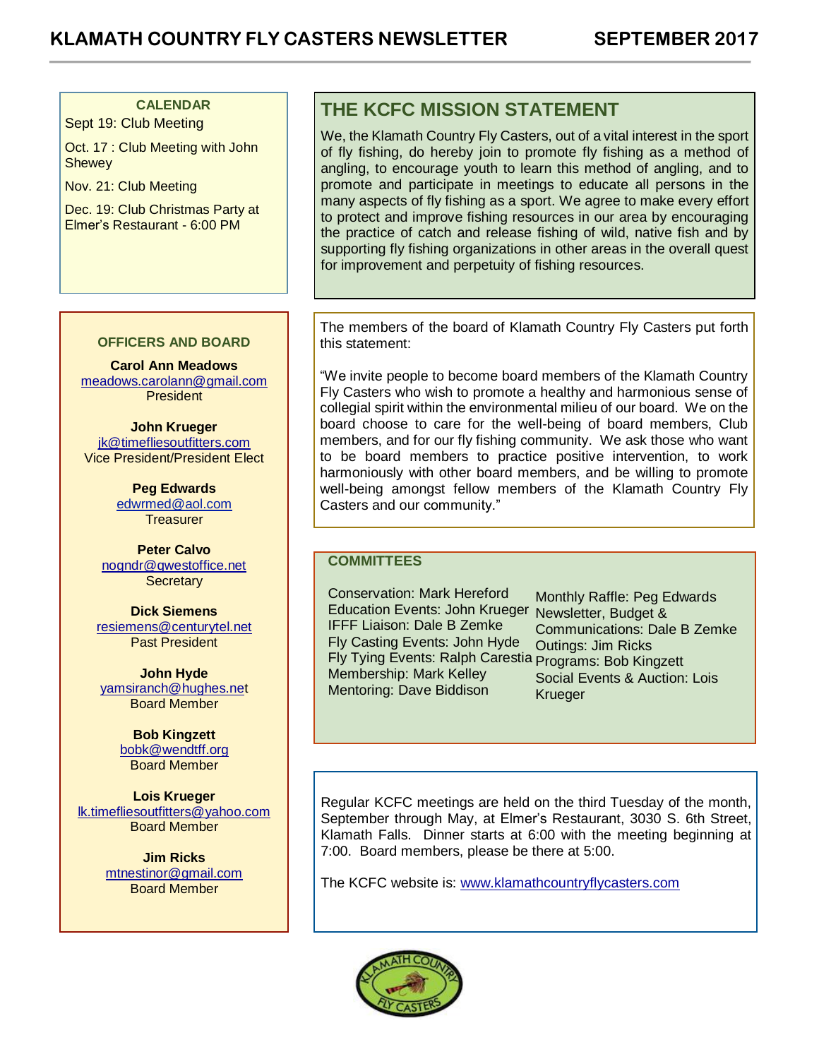## CALENDAR

Sept 19: Club Meeting

Oct. 17 : Club Meeting with John Shewey

Nov. 21: Club Meeting

Dec. 19: Club Christmas Party at Elmer's Restaurant - 6:00 PM

## THE KCFC MISSION STATEMENT

We, the Klamath Country Fly Casters, out of a vital interest in the sport of fly fishing, do hereby join to promote fly fishing as a method of angling, to encourage youth to learn this method of angling, and to promote and participate in meetings to educate all persons in the many aspects of fly fishing as a sport. We agree to make every effort to protect and improve fishing resources in our area by encouraging the practice of catch and release fishing of wild, native fish and by supporting fly fishing organizations in other areas in the overall quest for improvement and perpetuity of fishing resources.

## OFFICERS AND BOARD

**Carol Ann Meadows**
meadows.carolann@gmail.com
President

**John Krueger**
jk@timefliesoutfitters.com
Vice President/President Elect

**Peg Edwards**
edwrmed@aol.com
Treasurer

**Peter Calvo**
nogndr@qwestoffice.net
Secretary

**Dick Siemens**
resiemens@centurytel.net
Past President

**John Hyde**
yamsiranch@hughes.net
Board Member

**Bob Kingzett**
bobk@wendtff.org
Board Member

**Lois Krueger**
lk.timefliesoutfitters@yahoo.com
Board Member

**Jim Ricks**
mtnestinor@gmail.com
Board Member

The members of the board of Klamath Country Fly Casters put forth this statement:

"We invite people to become board members of the Klamath Country Fly Casters who wish to promote a healthy and harmonious sense of collegial spirit within the environmental milieu of our board. We on the board choose to care for the well-being of board members, Club members, and for our fly fishing community. We ask those who want to be board members to practice positive intervention, to work harmoniously with other board members, and be willing to promote well-being amongst fellow members of the Klamath Country Fly Casters and our community."

## COMMITTEES

Conservation: Mark Hereford
Education Events: John Krueger
IFFF Liaison: Dale B Zemke
Fly Casting Events: John Hyde
Fly Tying Events: Ralph Carestia
Membership: Mark Kelley
Mentoring: Dave Biddison
Monthly Raffle: Peg Edwards
Newsletter, Budget & Communications: Dale B Zemke
Outings: Jim Ricks
Programs: Bob Kingzett
Social Events & Auction: Lois Krueger

Regular KCFC meetings are held on the third Tuesday of the month, September through May, at Elmer's Restaurant, 3030 S. 6th Street, Klamath Falls. Dinner starts at 6:00 with the meeting beginning at 7:00. Board members, please be there at 5:00.

The KCFC website is: www.klamathcountryflycasters.com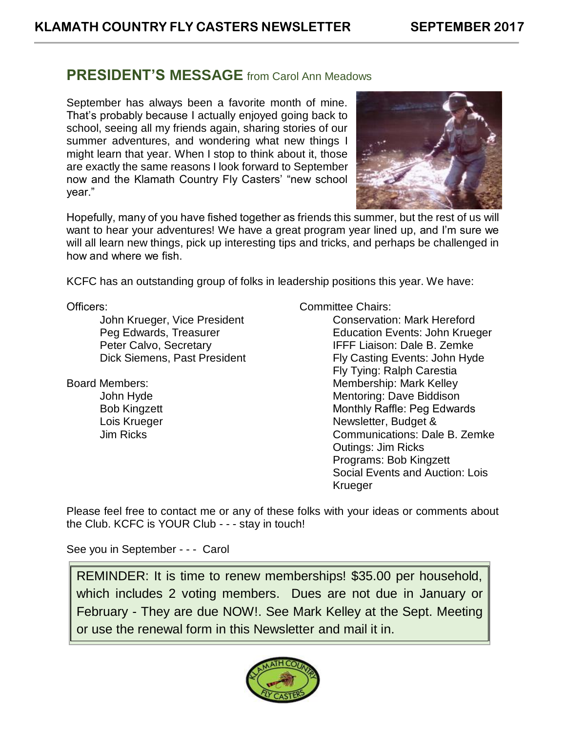## PRESIDENT'S MESSAGE from Carol Ann Meadows

September has always been a favorite month of mine. That's probably because I actually enjoyed going back to school, seeing all my friends again, sharing stories of our summer adventures, and wondering what new things I might learn that year. When I stop to think about it, those are exactly the same reasons I look forward to September now and the Klamath Country Fly Casters' "new school year."

Hopefully, many of you have fished together as friends this summer, but the rest of us will want to hear your adventures! We have a great program year lined up, and I'm sure we will all learn new things, pick up interesting tips and tricks, and perhaps be challenged in how and where we fish.

KCFC has an outstanding group of folks in leadership positions this year. We have:

Officers:

- John Krueger, Vice President
- Peg Edwards, Treasurer
- Peter Calvo, Secretary
- Dick Siemens, Past President

Board Members:

- John Hyde
- Bob Kingzett
- Lois Krueger
- Jim Ricks

Committee Chairs:

- Conservation: Mark Hereford
- Education Events: John Krueger
- IFFF Liaison: Dale B. Zemke
- Fly Casting Events: John Hyde
- Fly Tying: Ralph Carestia
- Membership: Mark Kelley
- Mentoring: Dave Biddison
- Monthly Raffle: Peg Edwards
- Newsletter, Budget & Communications: Dale B. Zemke
- Outings: Jim Ricks
- Programs: Bob Kingzett
- Social Events and Auction: Lois Krueger

Please feel free to contact me or any of these folks with your ideas or comments about the Club. KCFC is YOUR Club - - - stay in touch!

See you in September - - - Carol

REMINDER: It is time to renew memberships! $35.00 per household, which includes 2 voting members. Dues are not due in January or February - They are due NOW!. See Mark Kelley at the Sept. Meeting or use the renewal form in this Newsletter and mail it in.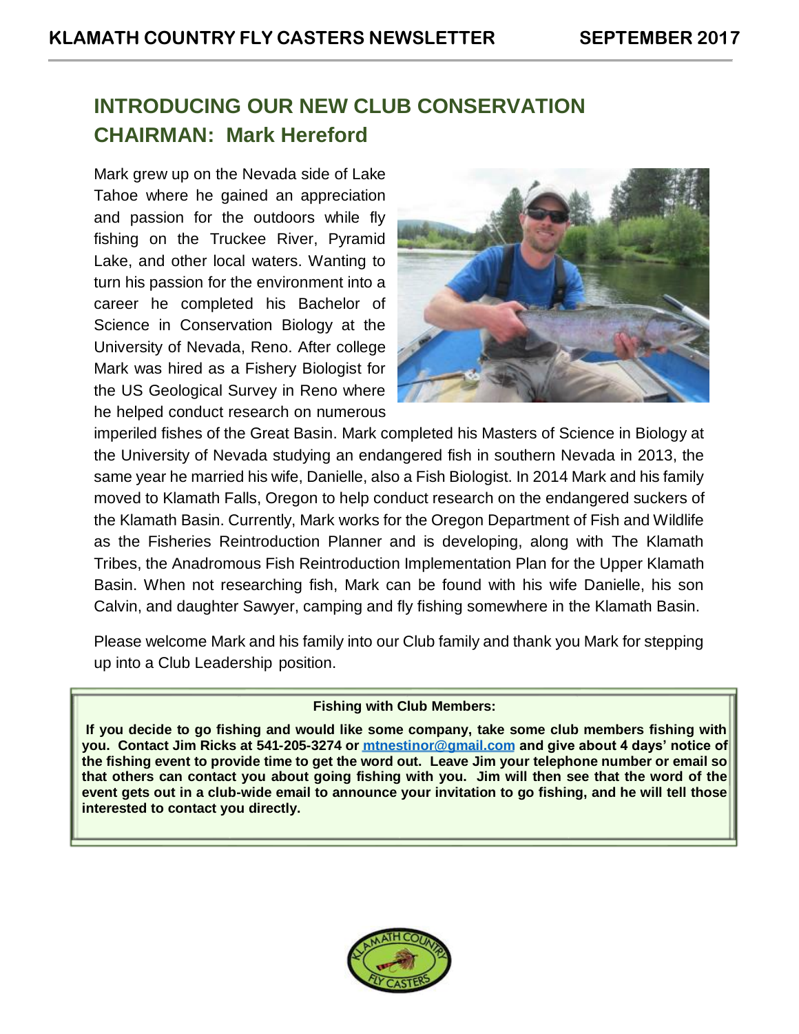## INTRODUCING OUR NEW CLUB CONSERVATION CHAIRMAN: Mark Hereford

Mark grew up on the Nevada side of Lake Tahoe where he gained an appreciation and passion for the outdoors while fly fishing on the Truckee River, Pyramid Lake, and other local waters. Wanting to turn his passion for the environment into a career he completed his Bachelor of Science in Conservation Biology at the University of Nevada, Reno. After college Mark was hired as a Fishery Biologist for the US Geological Survey in Reno where he helped conduct research on numerous imperiled fishes of the Great Basin. Mark completed his Masters of Science in Biology at the University of Nevada studying an endangered fish in southern Nevada in 2013, the same year he married his wife, Danielle, also a Fish Biologist. In 2014 Mark and his family moved to Klamath Falls, Oregon to help conduct research on the endangered suckers of the Klamath Basin. Currently, Mark works for the Oregon Department of Fish and Wildlife as the Fisheries Reintroduction Planner and is developing, along with The Klamath Tribes, the Anadromous Fish Reintroduction Implementation Plan for the Upper Klamath Basin. When not researching fish, Mark can be found with his wife Danielle, his son Calvin, and daughter Sawyer, camping and fly fishing somewhere in the Klamath Basin.

Please welcome Mark and his family into our Club family and thank you Mark for stepping up into a Club Leadership position.

**Fishing with Club Members:**

**If you decide to go fishing and would like some company, take some club members fishing with you. Contact Jim Ricks at 541-205-3274 or [mtnestinor@gmail.com](mailto:mtnestinor@gmail.com) and give about 4 days' notice of the fishing event to provide time to get the word out. Leave Jim your telephone number or email so that others can contact you about going fishing with you. Jim will then see that the word of the event gets out in a club-wide email to announce your invitation to go fishing, and he will tell those interested to contact you directly.**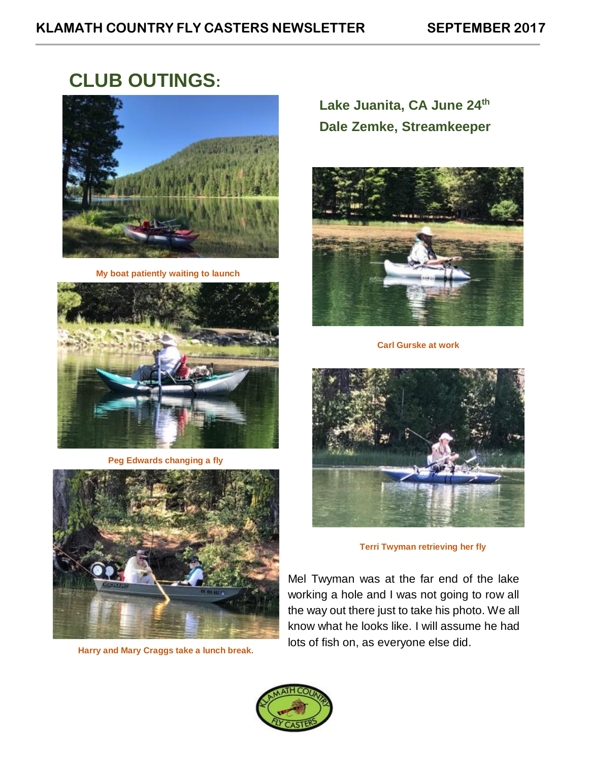## CLUB OUTINGS:

### Lake Juanita, CA June 24th
### Dale Zemke, Streamkeeper

My boat patiently waiting to launch

Peg Edwards changing a fly

Harry and Mary Craggs take a lunch break.

Carl Gurske at work

Terri Twyman retrieving her fly

Mel Twyman was at the far end of the lake working a hole and I was not going to row all the way out there just to take his photo. We all know what he looks like. I will assume he had lots of fish on, as everyone else did.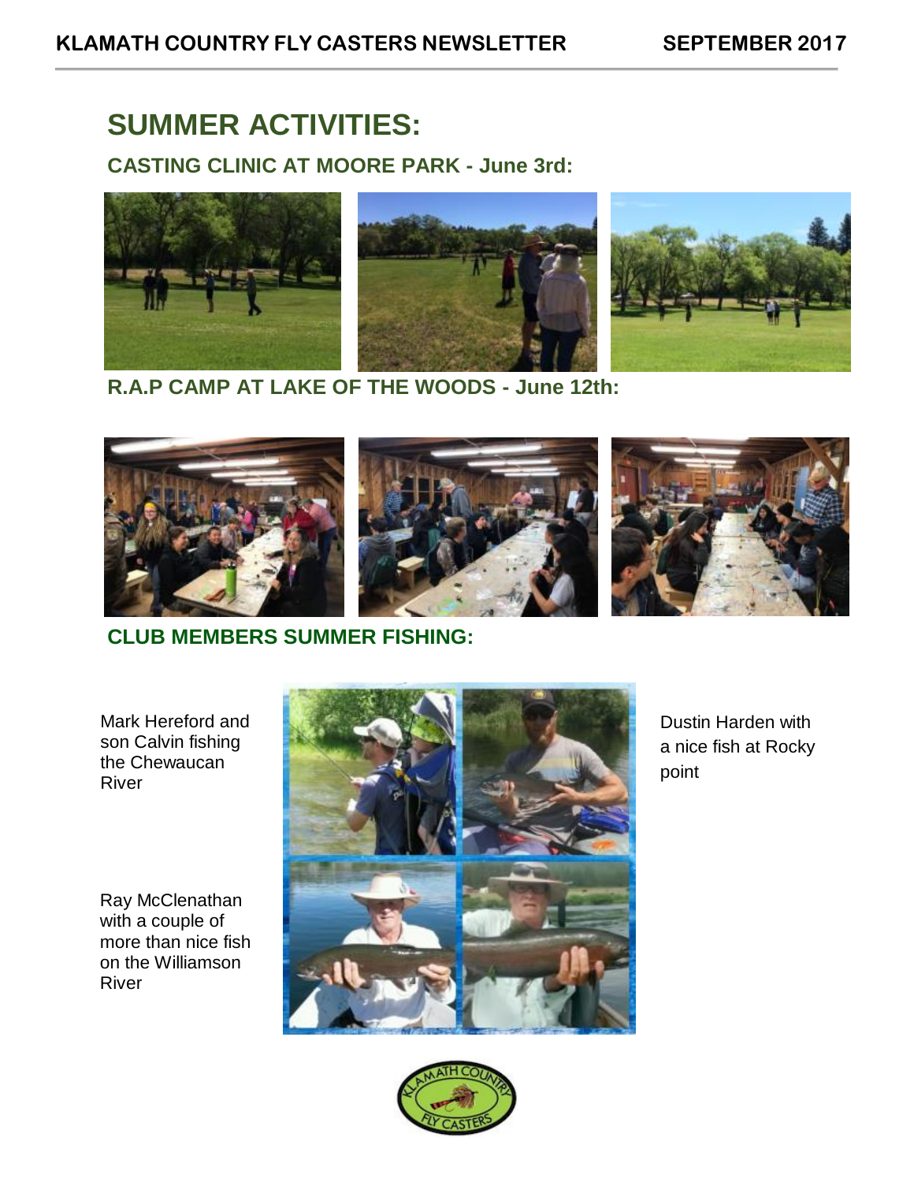# SUMMER ACTIVITIES:

## CASTING CLINIC AT MOORE PARK - June 3rd:

## R.A.P CAMP AT LAKE OF THE WOODS - June 12th:

## CLUB MEMBERS SUMMER FISHING:

Mark Hereford and son Calvin fishing the Chewaucan River

Dustin Harden with a nice fish at Rocky point

Ray McClenathan with a couple of more than nice fish on the Williamson River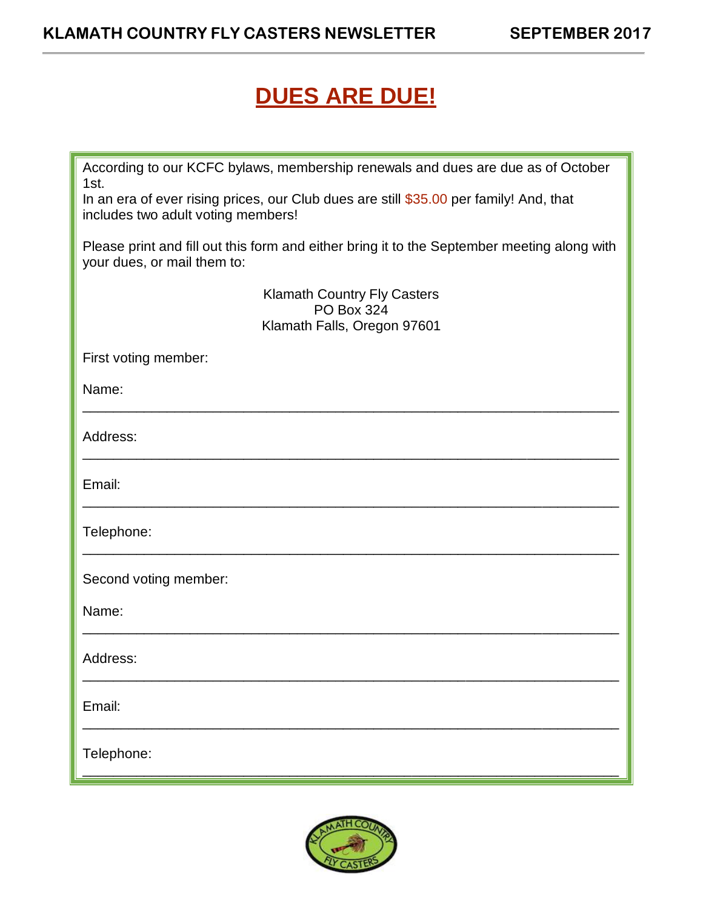# DUES ARE DUE!

According to our KCFC bylaws, membership renewals and dues are due as of October 1st.

In an era of ever rising prices, our Club dues are still $35.00 per family! And, that includes two adult voting members!

Please print and fill out this form and either bring it to the September meeting along with your dues, or mail them to:

Klamath Country Fly Casters  
PO Box 324  
Klamath Falls, Oregon 97601

First voting member:

Name: \_\_\_\_\_\_\_\_\_\_\_\_\_\_\_\_\_\_\_\_\_\_\_\_\_\_\_\_\_\_\_\_\_\_\_\_\_\_\_\_\_\_\_\_\_\_\_\_\_\_\_\_\_\_\_\_\_\_\_\_

Address: \_\_\_\_\_\_\_\_\_\_\_\_\_\_\_\_\_\_\_\_\_\_\_\_\_\_\_\_\_\_\_\_\_\_\_\_\_\_\_\_\_\_\_\_\_\_\_\_\_\_\_\_\_\_\_\_\_\_

Email: \_\_\_\_\_\_\_\_\_\_\_\_\_\_\_\_\_\_\_\_\_\_\_\_\_\_\_\_\_\_\_\_\_\_\_\_\_\_\_\_\_\_\_\_\_\_\_\_\_\_\_\_\_\_\_\_\_\_\_\_

Telephone: \_\_\_\_\_\_\_\_\_\_\_\_\_\_\_\_\_\_\_\_\_\_\_\_\_\_\_\_\_\_\_\_\_\_\_\_\_\_\_\_\_\_\_\_\_\_\_\_\_\_\_\_\_\_\_\_

Second voting member:

Name: \_\_\_\_\_\_\_\_\_\_\_\_\_\_\_\_\_\_\_\_\_\_\_\_\_\_\_\_\_\_\_\_\_\_\_\_\_\_\_\_\_\_\_\_\_\_\_\_\_\_\_\_\_\_\_\_\_\_\_\_

Address: \_\_\_\_\_\_\_\_\_\_\_\_\_\_\_\_\_\_\_\_\_\_\_\_\_\_\_\_\_\_\_\_\_\_\_\_\_\_\_\_\_\_\_\_\_\_\_\_\_\_\_\_\_\_\_\_\_\_

Email: \_\_\_\_\_\_\_\_\_\_\_\_\_\_\_\_\_\_\_\_\_\_\_\_\_\_\_\_\_\_\_\_\_\_\_\_\_\_\_\_\_\_\_\_\_\_\_\_\_\_\_\_\_\_\_\_\_\_\_\_

Telephone: \_\_\_\_\_\_\_\_\_\_\_\_\_\_\_\_\_\_\_\_\_\_\_\_\_\_\_\_\_\_\_\_\_\_\_\_\_\_\_\_\_\_\_\_\_\_\_\_\_\_\_\_\_\_\_\_